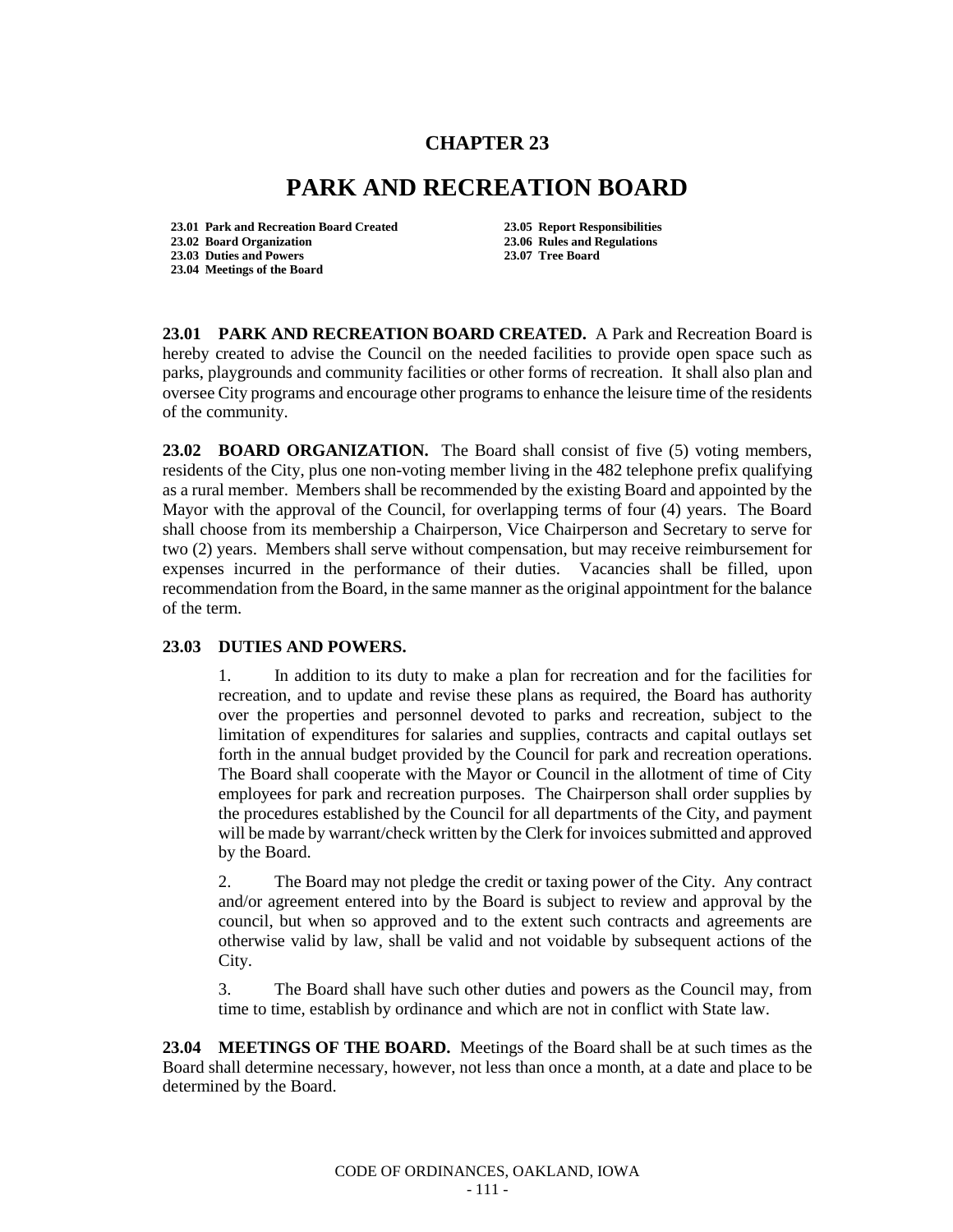# CHAPTER 23

# PARK AND RECREATION BOARD

**23.01 Park and Recreation Board Created**
**23.02 Board Organization**
**23.03 Duties and Powers**
**23.04 Meetings of the Board**
**23.05 Report Responsibilities**
**23.06 Rules and Regulations**
**23.07 Tree Board**

**23.01 PARK AND RECREATION BOARD CREATED.** A Park and Recreation Board is hereby created to advise the Council on the needed facilities to provide open space such as parks, playgrounds and community facilities or other forms of recreation. It shall also plan and oversee City programs and encourage other programs to enhance the leisure time of the residents of the community.

**23.02 BOARD ORGANIZATION.** The Board shall consist of five (5) voting members, residents of the City, plus one non-voting member living in the 482 telephone prefix qualifying as a rural member. Members shall be recommended by the existing Board and appointed by the Mayor with the approval of the Council, for overlapping terms of four (4) years. The Board shall choose from its membership a Chairperson, Vice Chairperson and Secretary to serve for two (2) years. Members shall serve without compensation, but may receive reimbursement for expenses incurred in the performance of their duties. Vacancies shall be filled, upon recommendation from the Board, in the same manner as the original appointment for the balance of the term.

**23.03 DUTIES AND POWERS.**

1. In addition to its duty to make a plan for recreation and for the facilities for recreation, and to update and revise these plans as required, the Board has authority over the properties and personnel devoted to parks and recreation, subject to the limitation of expenditures for salaries and supplies, contracts and capital outlays set forth in the annual budget provided by the Council for park and recreation operations. The Board shall cooperate with the Mayor or Council in the allotment of time of City employees for park and recreation purposes. The Chairperson shall order supplies by the procedures established by the Council for all departments of the City, and payment will be made by warrant/check written by the Clerk for invoices submitted and approved by the Board.

2. The Board may not pledge the credit or taxing power of the City. Any contract and/or agreement entered into by the Board is subject to review and approval by the council, but when so approved and to the extent such contracts and agreements are otherwise valid by law, shall be valid and not voidable by subsequent actions of the City.

3. The Board shall have such other duties and powers as the Council may, from time to time, establish by ordinance and which are not in conflict with State law.

**23.04 MEETINGS OF THE BOARD.** Meetings of the Board shall be at such times as the Board shall determine necessary, however, not less than once a month, at a date and place to be determined by the Board.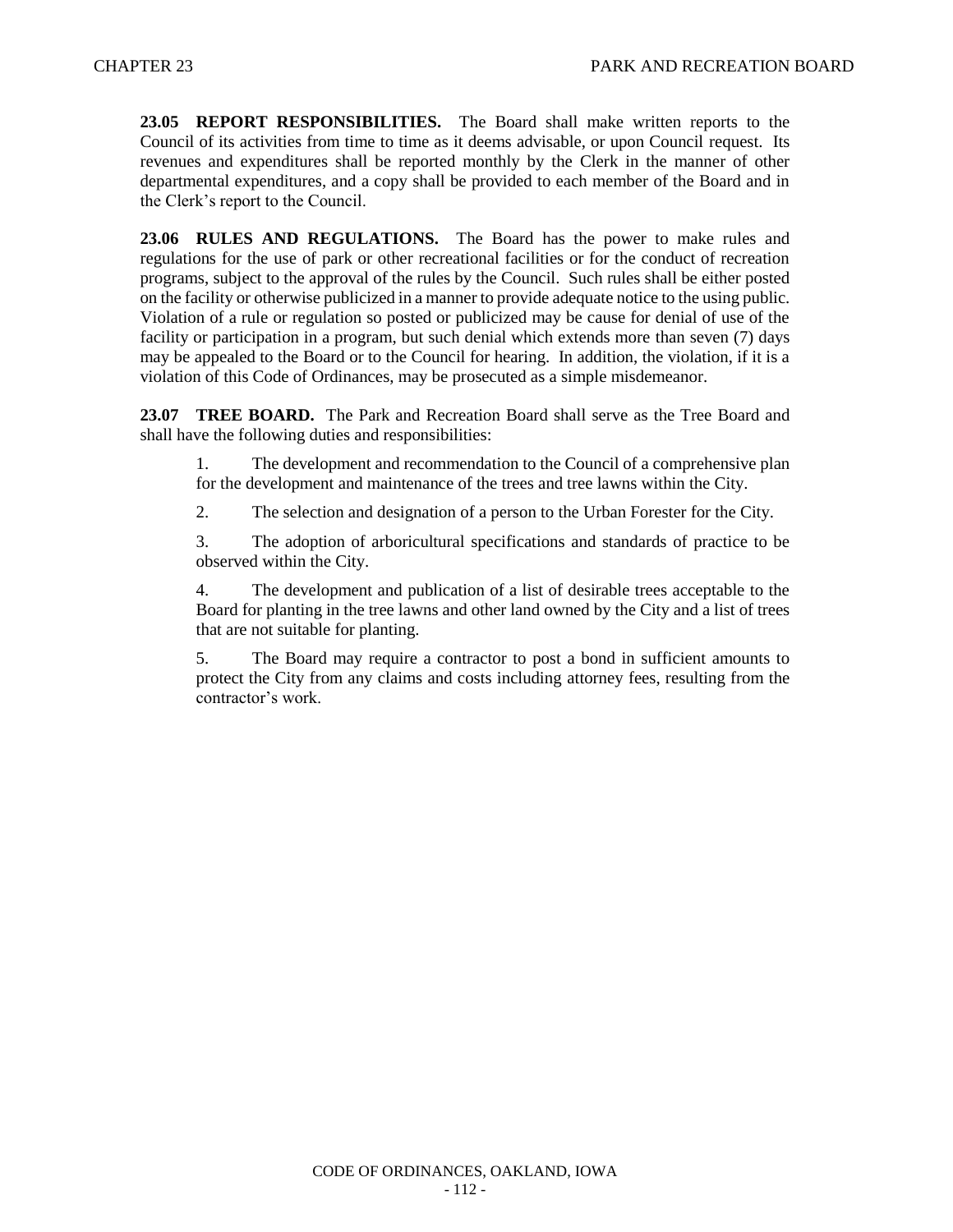**23.05 REPORT RESPONSIBILITIES.** The Board shall make written reports to the Council of its activities from time to time as it deems advisable, or upon Council request. Its revenues and expenditures shall be reported monthly by the Clerk in the manner of other departmental expenditures, and a copy shall be provided to each member of the Board and in the Clerk's report to the Council.

**23.06 RULES AND REGULATIONS.** The Board has the power to make rules and regulations for the use of park or other recreational facilities or for the conduct of recreation programs, subject to the approval of the rules by the Council. Such rules shall be either posted on the facility or otherwise publicized in a manner to provide adequate notice to the using public. Violation of a rule or regulation so posted or publicized may be cause for denial of use of the facility or participation in a program, but such denial which extends more than seven (7) days may be appealed to the Board or to the Council for hearing. In addition, the violation, if it is a violation of this Code of Ordinances, may be prosecuted as a simple misdemeanor.

**23.07 TREE BOARD.** The Park and Recreation Board shall serve as the Tree Board and shall have the following duties and responsibilities:

1. The development and recommendation to the Council of a comprehensive plan for the development and maintenance of the trees and tree lawns within the City.

2. The selection and designation of a person to the Urban Forester for the City.

3. The adoption of arboricultural specifications and standards of practice to be observed within the City.

4. The development and publication of a list of desirable trees acceptable to the Board for planting in the tree lawns and other land owned by the City and a list of trees that are not suitable for planting.

5. The Board may require a contractor to post a bond in sufficient amounts to protect the City from any claims and costs including attorney fees, resulting from the contractor's work.